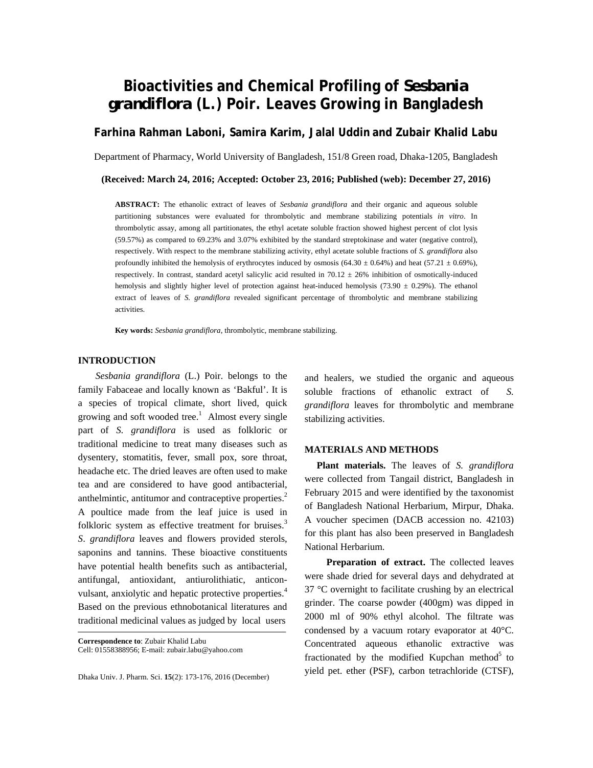# Bioactivities and Chemical Profiling of *Sesbania grandiflora* (L.) Poir. Leaves Growing in Bangladesh

**Farhina Rahman Laboni, Samira Karim, Jalal Uddin and Zubair Khalid Labu**

Department of Pharmacy, World University of Bangladesh, 151/8 Green road, Dhaka-1205, Bangladesh

**(Received: March 24, 2016; Accepted: October 23, 2016; Published (web): December 27, 2016)**

**ABSTRACT:** The ethanolic extract of leaves of *Sesbania grandiflora* and their organic and aqueous soluble partitioning substances were evaluated for thrombolytic and membrane stabilizing potentials *in vitro*. In thrombolytic assay, among all partitionates, the ethyl acetate soluble fraction showed highest percent of clot lysis (59.57%) as compared to 69.23% and 3.07% exhibited by the standard streptokinase and water (negative control), respectively. With respect to the membrane stabilizing activity, ethyl acetate soluble fractions of *S. grandiflora* also profoundly inhibited the hemolysis of erythrocytes induced by osmosis (64.30 ± 0.64%) and heat (57.21 ± 0.69%), respectively. In contrast, standard acetyl salicylic acid resulted in 70.12 ± 26% inhibition of osmotically-induced hemolysis and slightly higher level of protection against heat-induced hemolysis (73.90 ± 0.29%). The ethanol extract of leaves of *S. grandiflora* revealed significant percentage of thrombolytic and membrane stabilizing activities.

**Key words:** *Sesbania grandiflora*, thrombolytic, membrane stabilizing.

## INTRODUCTION

*Sesbania grandiflora* (L.) Poir. belongs to the family Fabaceae and locally known as 'Bakful'. It is a species of tropical climate, short lived, quick growing and soft wooded tree.[1] Almost every single part of *S. grandiflora* is used as folkloric or traditional medicine to treat many diseases such as dysentery, stomatitis, fever, small pox, sore throat, headache etc. The dried leaves are often used to make tea and are considered to have good antibacterial, anthelmintic, antitumor and contraceptive properties.[2] A poultice made from the leaf juice is used in folkloric system as effective treatment for bruises.[3] *S. grandiflora* leaves and flowers provided sterols, saponins and tannins. These bioactive constituents have potential health benefits such as antibacterial, antifungal, antioxidant, antiurolithiatic, anticonvulsant, anxiolytic and hepatic protective properties.[4] Based on the previous ethnobotanical literatures and traditional medicinal values as judged by local users and healers, we studied the organic and aqueous soluble fractions of ethanolic extract of *S. grandiflora* leaves for thrombolytic and membrane stabilizing activities.

**Correspondence to**: Zubair Khalid Labu
Cell: 01558388956; E-mail: zubair.labu@yahoo.com

## MATERIALS AND METHODS

**Plant materials.** The leaves of *S. grandiflora* were collected from Tangail district, Bangladesh in February 2015 and were identified by the taxonomist of Bangladesh National Herbarium, Mirpur, Dhaka. A voucher specimen (DACB accession no. 42103) for this plant has also been preserved in Bangladesh National Herbarium.

**Preparation of extract.** The collected leaves were shade dried for several days and dehydrated at 37 °C overnight to facilitate crushing by an electrical grinder. The coarse powder (400gm) was dipped in 2000 ml of 90% ethyl alcohol. The filtrate was condensed by a vacuum rotary evaporator at 40°C. Concentrated aqueous ethanolic extractive was fractionated by the modified Kupchan method[5] to yield pet. ether (PSF), carbon tetrachloride (CTSF),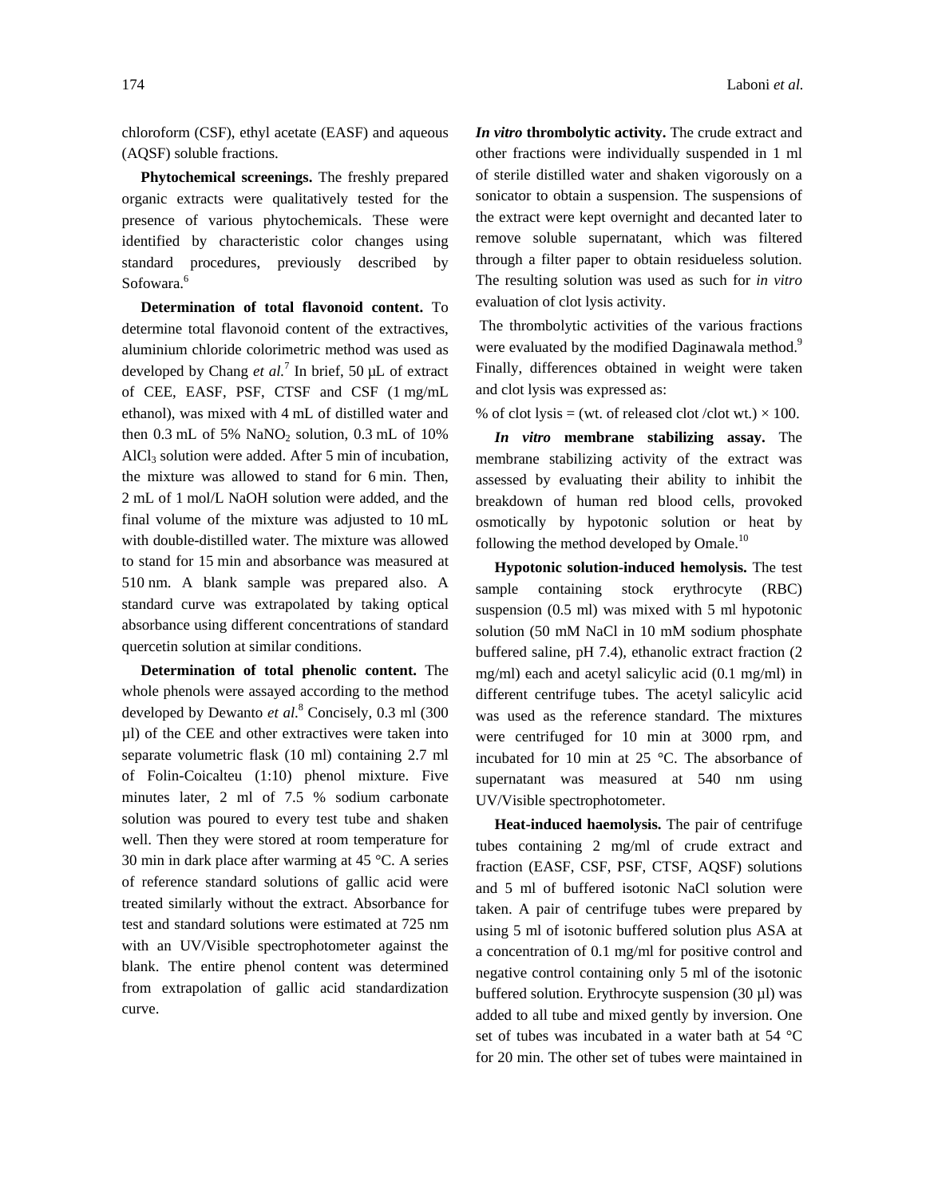chloroform (CSF), ethyl acetate (EASF) and aqueous (AQSF) soluble fractions.

**Phytochemical screenings.** The freshly prepared organic extracts were qualitatively tested for the presence of various phytochemicals. These were identified by characteristic color changes using standard procedures, previously described by Sofowara.[6]

**Determination of total flavonoid content.** To determine total flavonoid content of the extractives, aluminium chloride colorimetric method was used as developed by Chang *et al.*[7] In brief, 50 µL of extract of CEE, EASF, PSF, CTSF and CSF (1 mg/mL ethanol), was mixed with 4 mL of distilled water and then 0.3 mL of 5% $NaNO_2$ solution, 0.3 mL of 10% $AlCl_3$ solution were added. After 5 min of incubation, the mixture was allowed to stand for 6 min. Then, 2 mL of 1 mol/L NaOH solution were added, and the final volume of the mixture was adjusted to 10 mL with double-distilled water. The mixture was allowed to stand for 15 min and absorbance was measured at 510 nm. A blank sample was prepared also. A standard curve was extrapolated by taking optical absorbance using different concentrations of standard quercetin solution at similar conditions.

**Determination of total phenolic content.** The whole phenols were assayed according to the method developed by Dewanto *et al*.[8] Concisely, 0.3 ml (300 µl) of the CEE and other extractives were taken into separate volumetric flask (10 ml) containing 2.7 ml of Folin-Coicalteu (1:10) phenol mixture. Five minutes later, 2 ml of 7.5 % sodium carbonate solution was poured to every test tube and shaken well. Then they were stored at room temperature for 30 min in dark place after warming at 45 °C. A series of reference standard solutions of gallic acid were treated similarly without the extract. Absorbance for test and standard solutions were estimated at 725 nm with an UV/Visible spectrophotometer against the blank. The entire phenol content was determined from extrapolation of gallic acid standardization curve.

***In vitro* thrombolytic activity.** The crude extract and other fractions were individually suspended in 1 ml of sterile distilled water and shaken vigorously on a sonicator to obtain a suspension. The suspensions of the extract were kept overnight and decanted later to remove soluble supernatant, which was filtered through a filter paper to obtain residueless solution. The resulting solution was used as such for *in vitro* evaluation of clot lysis activity.

The thrombolytic activities of the various fractions were evaluated by the modified Daginawala method.[9] Finally, differences obtained in weight were taken and clot lysis was expressed as:

% of clot lysis = (wt. of released clot /clot wt.) × 100.

***In vitro* membrane stabilizing assay.** The membrane stabilizing activity of the extract was assessed by evaluating their ability to inhibit the breakdown of human red blood cells, provoked osmotically by hypotonic solution or heat by following the method developed by Omale.[10]

**Hypotonic solution-induced hemolysis.** The test sample containing stock erythrocyte (RBC) suspension (0.5 ml) was mixed with 5 ml hypotonic solution (50 mM NaCl in 10 mM sodium phosphate buffered saline, pH 7.4), ethanolic extract fraction (2 mg/ml) each and acetyl salicylic acid (0.1 mg/ml) in different centrifuge tubes. The acetyl salicylic acid was used as the reference standard. The mixtures were centrifuged for 10 min at 3000 rpm, and incubated for 10 min at 25 °C. The absorbance of supernatant was measured at 540 nm using UV/Visible spectrophotometer.

**Heat-induced haemolysis.** The pair of centrifuge tubes containing 2 mg/ml of crude extract and fraction (EASF, CSF, PSF, CTSF, AQSF) solutions and 5 ml of buffered isotonic NaCl solution were taken. A pair of centrifuge tubes were prepared by using 5 ml of isotonic buffered solution plus ASA at a concentration of 0.1 mg/ml for positive control and negative control containing only 5 ml of the isotonic buffered solution. Erythrocyte suspension (30 µl) was added to all tube and mixed gently by inversion. One set of tubes was incubated in a water bath at 54 °C for 20 min. The other set of tubes were maintained in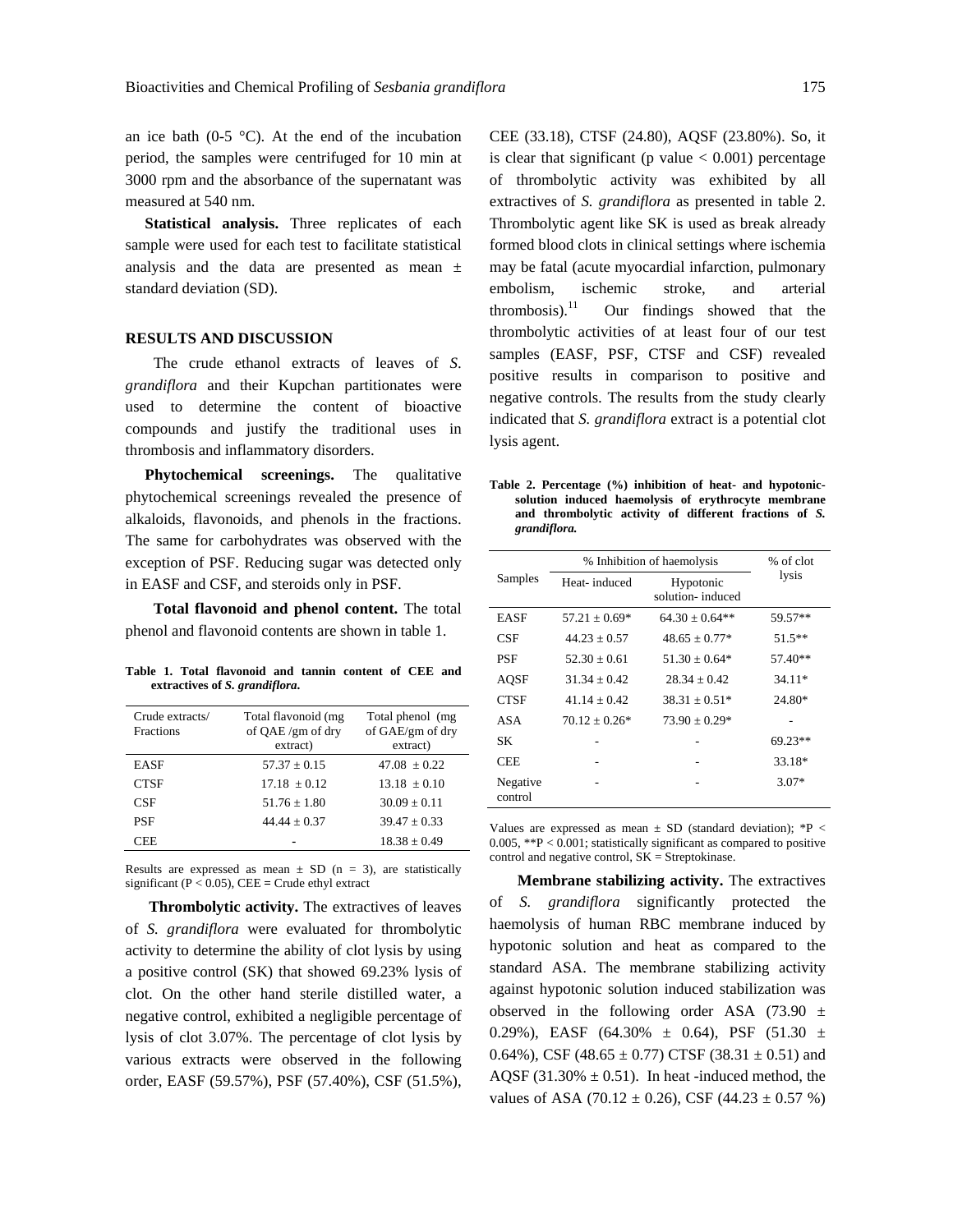an ice bath (0-5 °C). At the end of the incubation period, the samples were centrifuged for 10 min at 3000 rpm and the absorbance of the supernatant was measured at 540 nm.

**Statistical analysis.** Three replicates of each sample were used for each test to facilitate statistical analysis and the data are presented as mean ± standard deviation (SD).

## RESULTS AND DISCUSSION

The crude ethanol extracts of leaves of *S. grandiflora* and their Kupchan partitionates were used to determine the content of bioactive compounds and justify the traditional uses in thrombosis and inflammatory disorders.

**Phytochemical screenings.** The qualitative phytochemical screenings revealed the presence of alkaloids, flavonoids, and phenols in the fractions. The same for carbohydrates was observed with the exception of PSF. Reducing sugar was detected only in EASF and CSF, and steroids only in PSF.

**Total flavonoid and phenol content.** The total phenol and flavonoid contents are shown in table 1.

**Table 1. Total flavonoid and tannin content of CEE and extractives of *S. grandiflora*.**

| Crude extracts/ Fractions | Total flavonoid (mg of QAE /gm of dry extract) | Total phenol (mg of GAE/gm of dry extract) |
|---|---|---|
| EASF | 57.37 ± 0.15 | 47.08 ± 0.22 |
| CTSF | 17.18 ± 0.12 | 13.18 ± 0.10 |
| CSF | 51.76 ± 1.80 | 30.09 ± 0.11 |
| PSF | 44.44 ± 0.37 | 39.47 ± 0.33 |
| CEE | - | 18.38 ± 0.49 |

Results are expressed as mean ± SD (n = 3), are statistically significant ($P < 0.05$), CEE = Crude ethyl extract

**Thrombolytic activity.** The extractives of leaves of *S. grandiflora* were evaluated for thrombolytic activity to determine the ability of clot lysis by using a positive control (SK) that showed 69.23% lysis of clot. On the other hand sterile distilled water, a negative control, exhibited a negligible percentage of lysis of clot 3.07%. The percentage of clot lysis by various extracts were observed in the following order, EASF (59.57%), PSF (57.40%), CSF (51.5%), CEE (33.18), CTSF (24.80), AQSF (23.80%). So, it is clear that significant (p value < 0.001) percentage of thrombolytic activity was exhibited by all extractives of *S. grandiflora* as presented in table 2. Thrombolytic agent like SK is used as break already formed blood clots in clinical settings where ischemia may be fatal (acute myocardial infarction, pulmonary embolism, ischemic stroke, and arterial thrombosis).[11] Our findings showed that the thrombolytic activities of at least four of our test samples (EASF, PSF, CTSF and CSF) revealed positive results in comparison to positive and negative controls. The results from the study clearly indicated that *S. grandiflora* extract is a potential clot lysis agent.

**Table 2. Percentage (%) inhibition of heat- and hypotonic-solution induced haemolysis of erythrocyte membrane and thrombolytic activity of different fractions of *S. grandiflora.***

| Samples | % Inhibition of haemolysis | | % of clot lysis |
|---|---|---|---|
| | Heat- induced | Hypotonic solution- induced | |
| EASF | 57.21 ± 0.69* | 64.30 ± 0.64** | 59.57** |
| CSF | 44.23 ± 0.57 | 48.65 ± 0.77* | 51.5** |
| PSF | 52.30 ± 0.61 | 51.30 ± 0.64* | 57.40** |
| AQSF | 31.34 ± 0.42 | 28.34 ± 0.42 | 34.11* |
| CTSF | 41.14 ± 0.42 | 38.31 ± 0.51* | 24.80* |
| ASA | 70.12 ± 0.26* | 73.90 ± 0.29* | - |
| SK | - | - | 69.23** |
| CEE | - | - | 33.18* |
| Negative control | - | - | 3.07* |

Values are expressed as mean ± SD (standard deviation); \*$P < 0.005$, \*\*$P < 0.001$; statistically significant as compared to positive control and negative control, SK = Streptokinase.

**Membrane stabilizing activity.** The extractives of *S. grandiflora* significantly protected the haemolysis of human RBC membrane induced by hypotonic solution and heat as compared to the standard ASA. The membrane stabilizing activity against hypotonic solution induced stabilization was observed in the following order ASA (73.90 ± 0.29%), EASF (64.30% ± 0.64), PSF (51.30 ± 0.64%), CSF (48.65 ± 0.77) CTSF (38.31 ± 0.51) and AQSF (31.30% ± 0.51). In heat -induced method, the values of ASA (70.12 ± 0.26), CSF (44.23 ± 0.57 %)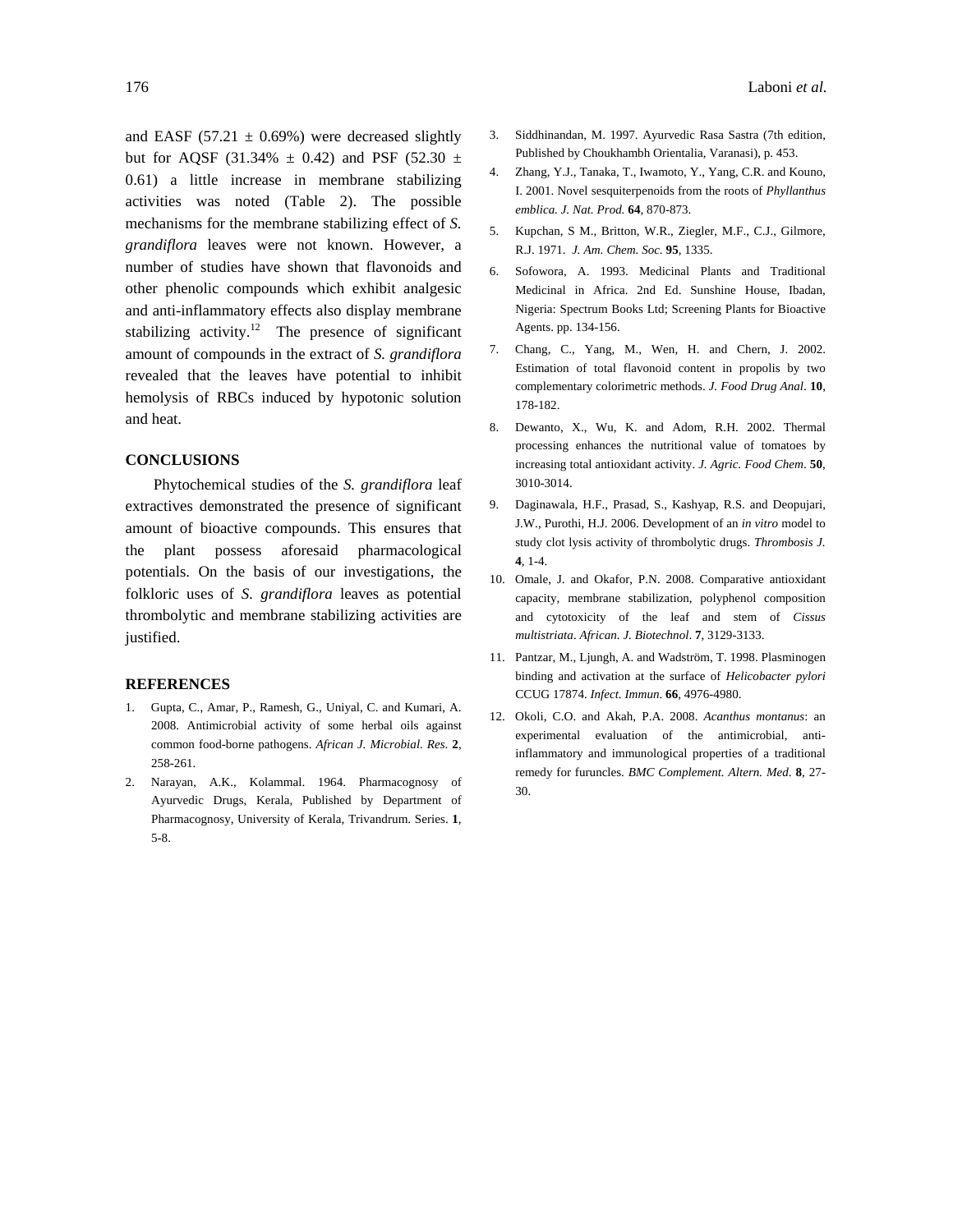and EASF (57.21 ± 0.69%) were decreased slightly but for AQSF (31.34% ± 0.42) and PSF (52.30 ± 0.61) a little increase in membrane stabilizing activities was noted (Table 2). The possible mechanisms for the membrane stabilizing effect of *S. grandiflora* leaves were not known. However, a number of studies have shown that flavonoids and other phenolic compounds which exhibit analgesic and anti-inflammatory effects also display membrane stabilizing activity.[12] The presence of significant amount of compounds in the extract of *S. grandiflora* revealed that the leaves have potential to inhibit hemolysis of RBCs induced by hypotonic solution and heat.

## CONCLUSIONS

Phytochemical studies of the *S. grandiflora* leaf extractives demonstrated the presence of significant amount of bioactive compounds. This ensures that the plant possess aforesaid pharmacological potentials. On the basis of our investigations, the folkloric uses of *S. grandiflora* leaves as potential thrombolytic and membrane stabilizing activities are justified.

## REFERENCES

1. Gupta, C., Amar, P., Ramesh, G., Uniyal, C. and Kumari, A. 2008. Antimicrobial activity of some herbal oils against common food-borne pathogens. *African J. Microbial. Res.* **2**, 258-261.
2. Narayan, A.K., Kolammal. 1964. Pharmacognosy of Ayurvedic Drugs, Kerala, Published by Department of Pharmacognosy, University of Kerala, Trivandrum. Series. **1**, 5-8.
3. Siddhinandan, M. 1997. Ayurvedic Rasa Sastra (7th edition, Published by Choukhambh Orientalia, Varanasi), p. 453.
4. Zhang, Y.J., Tanaka, T., Iwamoto, Y., Yang, C.R. and Kouno, I. 2001. Novel sesquiterpenoids from the roots of *Phyllanthus emblica. J. Nat. Prod.* **64**, 870-873.
5. Kupchan, S M., Britton, W.R., Ziegler, M.F., C.J., Gilmore, R.J. 1971. *J. Am. Chem. Soc.* **95**, 1335.
6. Sofowora, A. 1993. Medicinal Plants and Traditional Medicinal in Africa. 2nd Ed. Sunshine House, Ibadan, Nigeria: Spectrum Books Ltd; Screening Plants for Bioactive Agents. pp. 134-156.
7. Chang, C., Yang, M., Wen, H. and Chern, J. 2002. Estimation of total flavonoid content in propolis by two complementary colorimetric methods. *J. Food Drug Anal*. **10**, 178-182.
8. Dewanto, X., Wu, K. and Adom, R.H. 2002. Thermal processing enhances the nutritional value of tomatoes by increasing total antioxidant activity. *J. Agric. Food Chem*. **50**, 3010-3014.
9. Daginawala, H.F., Prasad, S., Kashyap, R.S. and Deopujari, J.W., Purothi, H.J. 2006. Development of an *in vitro* model to study clot lysis activity of thrombolytic drugs. *Thrombosis J.* **4**, 1-4.
10. Omale, J. and Okafor, P.N. 2008. Comparative antioxidant capacity, membrane stabilization, polyphenol composition and cytotoxicity of the leaf and stem of *Cissus multistriata*. *African. J. Biotechnol*. **7**, 3129-3133.
11. Pantzar, M., Ljungh, A. and Wadström, T. 1998. Plasminogen binding and activation at the surface of *Helicobacter pylori* CCUG 17874. *Infect. Immun.* **66**, 4976-4980.
12. Okoli, C.O. and Akah, P.A. 2008. *Acanthus montanus*: an experimental evaluation of the antimicrobial, anti-inflammatory and immunological properties of a traditional remedy for furuncles. *BMC Complement. Altern. Med*. **8**, 27-30.